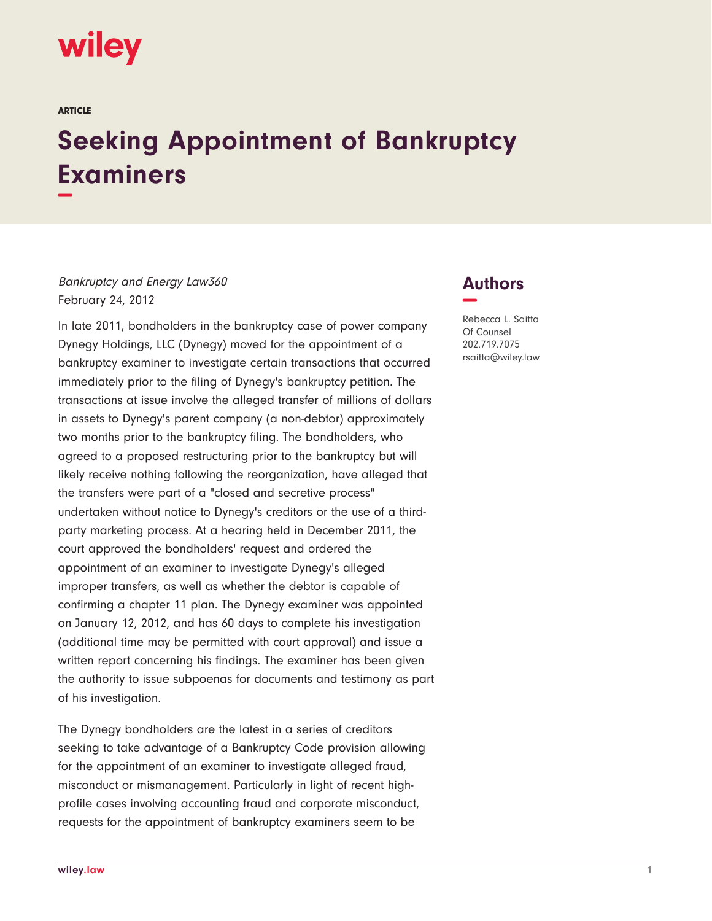ARTICLE

# Seeking Appointment of Bankruptcy Examiners

*Bankruptcy and Energy Law360*
February 24, 2012

In late 2011, bondholders in the bankruptcy case of power company Dynegy Holdings, LLC (Dynegy) moved for the appointment of a bankruptcy examiner to investigate certain transactions that occurred immediately prior to the filing of Dynegy's bankruptcy petition. The transactions at issue involve the alleged transfer of millions of dollars in assets to Dynegy's parent company (a non-debtor) approximately two months prior to the bankruptcy filing. The bondholders, who agreed to a proposed restructuring prior to the bankruptcy but will likely receive nothing following the reorganization, have alleged that the transfers were part of a "closed and secretive process" undertaken without notice to Dynegy's creditors or the use of a third-party marketing process. At a hearing held in December 2011, the court approved the bondholders' request and ordered the appointment of an examiner to investigate Dynegy's alleged improper transfers, as well as whether the debtor is capable of confirming a chapter 11 plan. The Dynegy examiner was appointed on January 12, 2012, and has 60 days to complete his investigation (additional time may be permitted with court approval) and issue a written report concerning his findings. The examiner has been given the authority to issue subpoenas for documents and testimony as part of his investigation.

The Dynegy bondholders are the latest in a series of creditors seeking to take advantage of a Bankruptcy Code provision allowing for the appointment of an examiner to investigate alleged fraud, misconduct or mismanagement. Particularly in light of recent high-profile cases involving accounting fraud and corporate misconduct, requests for the appointment of bankruptcy examiners seem to be

## Authors

Rebecca L. Saitta
Of Counsel
202.719.7075
rsaitta@wiley.law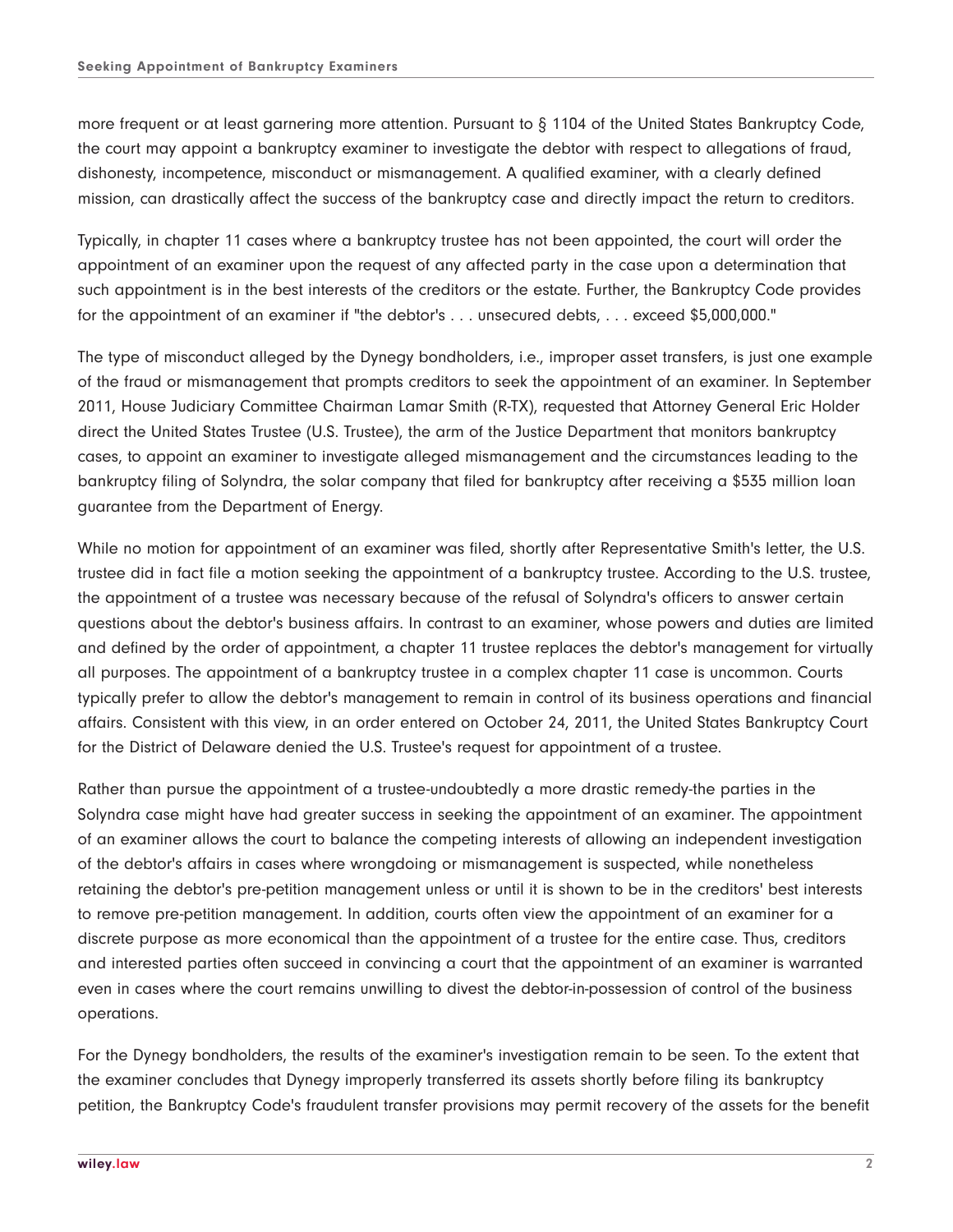more frequent or at least garnering more attention. Pursuant to § 1104 of the United States Bankruptcy Code, the court may appoint a bankruptcy examiner to investigate the debtor with respect to allegations of fraud, dishonesty, incompetence, misconduct or mismanagement. A qualified examiner, with a clearly defined mission, can drastically affect the success of the bankruptcy case and directly impact the return to creditors.

Typically, in chapter 11 cases where a bankruptcy trustee has not been appointed, the court will order the appointment of an examiner upon the request of any affected party in the case upon a determination that such appointment is in the best interests of the creditors or the estate. Further, the Bankruptcy Code provides for the appointment of an examiner if "the debtor's . . . unsecured debts, . . . exceed $5,000,000."

The type of misconduct alleged by the Dynegy bondholders, i.e., improper asset transfers, is just one example of the fraud or mismanagement that prompts creditors to seek the appointment of an examiner. In September 2011, House Judiciary Committee Chairman Lamar Smith (R-TX), requested that Attorney General Eric Holder direct the United States Trustee (U.S. Trustee), the arm of the Justice Department that monitors bankruptcy cases, to appoint an examiner to investigate alleged mismanagement and the circumstances leading to the bankruptcy filing of Solyndra, the solar company that filed for bankruptcy after receiving a $535 million loan guarantee from the Department of Energy.

While no motion for appointment of an examiner was filed, shortly after Representative Smith's letter, the U.S. trustee did in fact file a motion seeking the appointment of a bankruptcy trustee. According to the U.S. trustee, the appointment of a trustee was necessary because of the refusal of Solyndra's officers to answer certain questions about the debtor's business affairs. In contrast to an examiner, whose powers and duties are limited and defined by the order of appointment, a chapter 11 trustee replaces the debtor's management for virtually all purposes. The appointment of a bankruptcy trustee in a complex chapter 11 case is uncommon. Courts typically prefer to allow the debtor's management to remain in control of its business operations and financial affairs. Consistent with this view, in an order entered on October 24, 2011, the United States Bankruptcy Court for the District of Delaware denied the U.S. Trustee's request for appointment of a trustee.

Rather than pursue the appointment of a trustee-undoubtedly a more drastic remedy-the parties in the Solyndra case might have had greater success in seeking the appointment of an examiner. The appointment of an examiner allows the court to balance the competing interests of allowing an independent investigation of the debtor's affairs in cases where wrongdoing or mismanagement is suspected, while nonetheless retaining the debtor's pre-petition management unless or until it is shown to be in the creditors' best interests to remove pre-petition management. In addition, courts often view the appointment of an examiner for a discrete purpose as more economical than the appointment of a trustee for the entire case. Thus, creditors and interested parties often succeed in convincing a court that the appointment of an examiner is warranted even in cases where the court remains unwilling to divest the debtor-in-possession of control of the business operations.

For the Dynegy bondholders, the results of the examiner's investigation remain to be seen. To the extent that the examiner concludes that Dynegy improperly transferred its assets shortly before filing its bankruptcy petition, the Bankruptcy Code's fraudulent transfer provisions may permit recovery of the assets for the benefit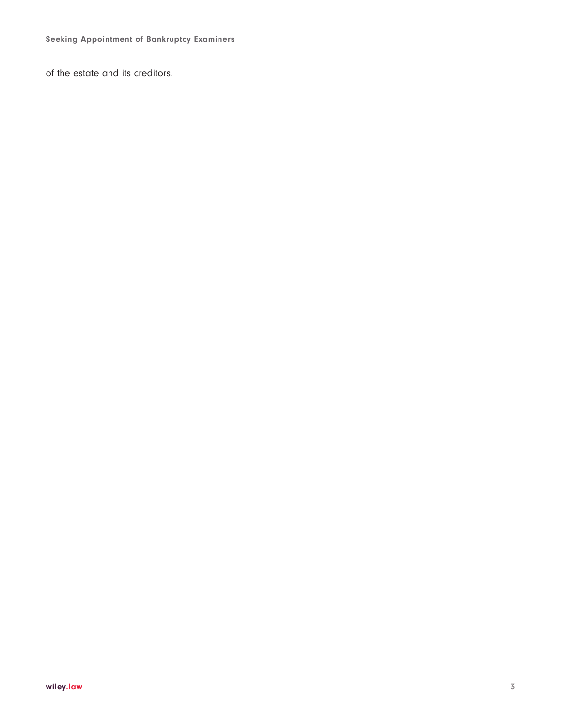of the estate and its creditors.